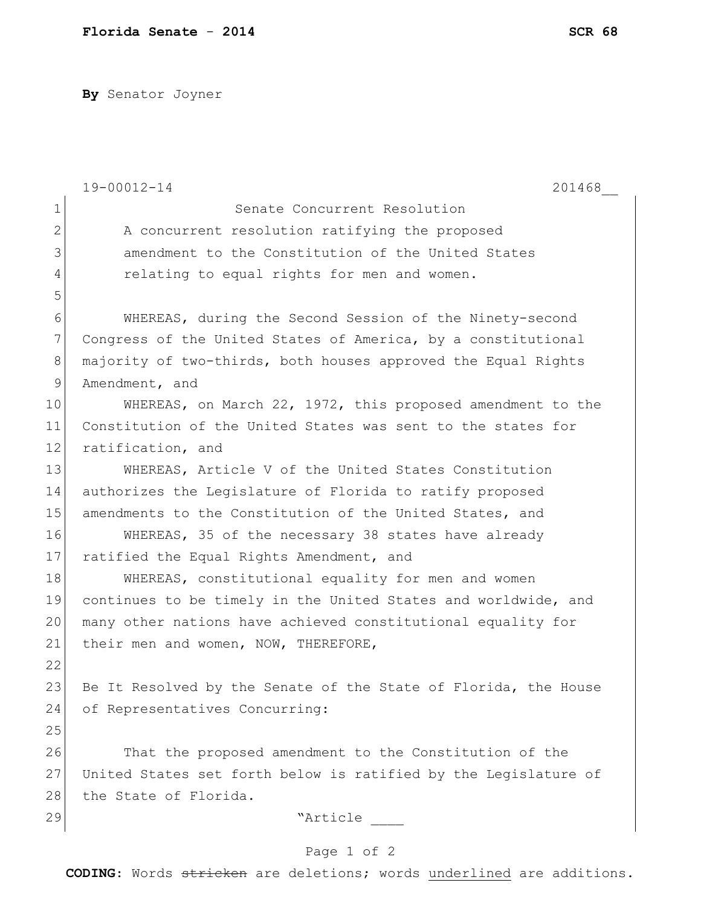By Senator Joyner

19-00012-14 201468__

Senate Concurrent Resolution

A concurrent resolution ratifying the proposed amendment to the Constitution of the United States relating to equal rights for men and women.

WHEREAS, during the Second Session of the Ninety-second Congress of the United States of America, by a constitutional majority of two-thirds, both houses approved the Equal Rights Amendment, and

WHEREAS, on March 22, 1972, this proposed amendment to the Constitution of the United States was sent to the states for ratification, and

WHEREAS, Article V of the United States Constitution authorizes the Legislature of Florida to ratify proposed amendments to the Constitution of the United States, and

WHEREAS, 35 of the necessary 38 states have already ratified the Equal Rights Amendment, and

WHEREAS, constitutional equality for men and women continues to be timely in the United States and worldwide, and many other nations have achieved constitutional equality for their men and women, NOW, THEREFORE,

Be It Resolved by the Senate of the State of Florida, the House of Representatives Concurring:

That the proposed amendment to the Constitution of the United States set forth below is ratified by the Legislature of the State of Florida.

"Article ____

**CODING:** Words ~~stricken~~ are deletions; words underlined are additions.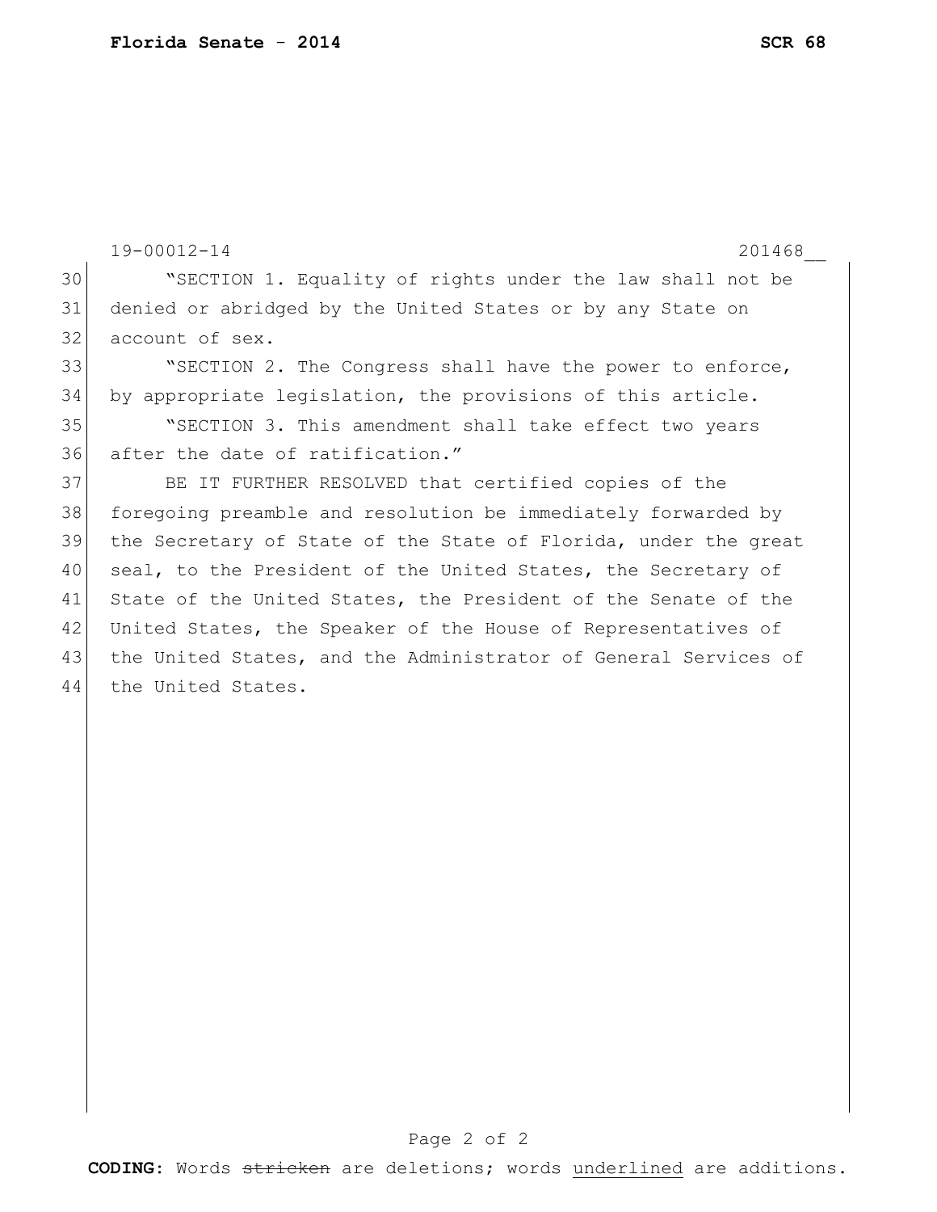19-00012-14 201468__

"SECTION 1. Equality of rights under the law shall not be denied or abridged by the United States or by any State on account of sex.

"SECTION 2. The Congress shall have the power to enforce, by appropriate legislation, the provisions of this article.

"SECTION 3. This amendment shall take effect two years after the date of ratification."

BE IT FURTHER RESOLVED that certified copies of the foregoing preamble and resolution be immediately forwarded by the Secretary of State of the State of Florida, under the great seal, to the President of the United States, the Secretary of State of the United States, the President of the Senate of the United States, the Speaker of the House of Representatives of the United States, and the Administrator of General Services of the United States.